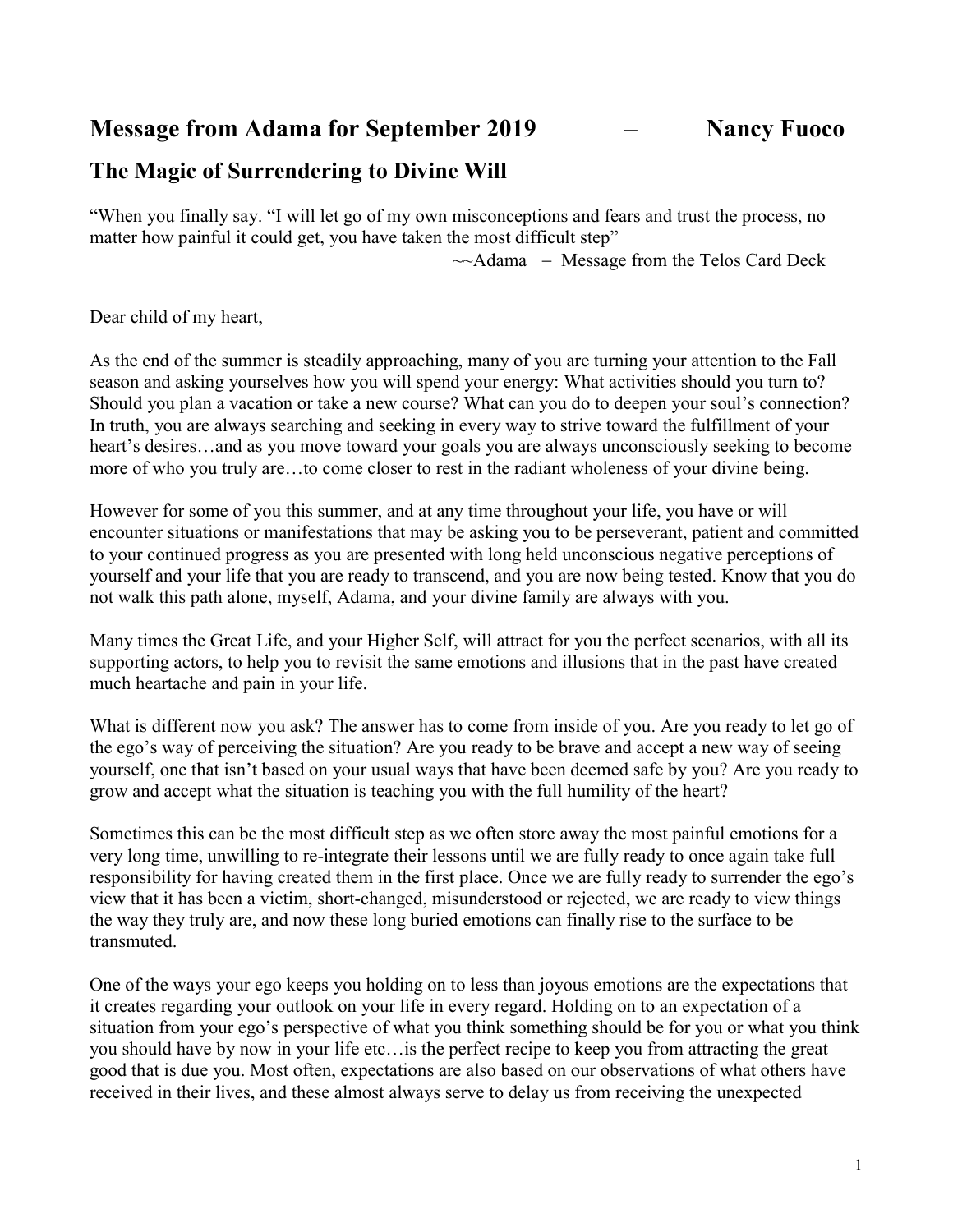## Message from Adama for September 2019 – Nancy Fuoco

## The Magic of Surrendering to Divine Will

"When you finally say. "I will let go of my own misconceptions and fears and trust the process, no matter how painful it could get, you have taken the most difficult step"

~~Adama – Message from the Telos Card Deck

Dear child of my heart,

As the end of the summer is steadily approaching, many of you are turning your attention to the Fall season and asking yourselves how you will spend your energy: What activities should you turn to? Should you plan a vacation or take a new course? What can you do to deepen your soul's connection? In truth, you are always searching and seeking in every way to strive toward the fulfillment of your heart's desires…and as you move toward your goals you are always unconsciously seeking to become more of who you truly are…to come closer to rest in the radiant wholeness of your divine being.

However for some of you this summer, and at any time throughout your life, you have or will encounter situations or manifestations that may be asking you to be perseverant, patient and committed to your continued progress as you are presented with long held unconscious negative perceptions of yourself and your life that you are ready to transcend, and you are now being tested. Know that you do not walk this path alone, myself, Adama, and your divine family are always with you.

Many times the Great Life, and your Higher Self, will attract for you the perfect scenarios, with all its supporting actors, to help you to revisit the same emotions and illusions that in the past have created much heartache and pain in your life.

What is different now you ask? The answer has to come from inside of you. Are you ready to let go of the ego's way of perceiving the situation? Are you ready to be brave and accept a new way of seeing yourself, one that isn't based on your usual ways that have been deemed safe by you? Are you ready to grow and accept what the situation is teaching you with the full humility of the heart?

Sometimes this can be the most difficult step as we often store away the most painful emotions for a very long time, unwilling to re-integrate their lessons until we are fully ready to once again take full responsibility for having created them in the first place. Once we are fully ready to surrender the ego's view that it has been a victim, short-changed, misunderstood or rejected, we are ready to view things the way they truly are, and now these long buried emotions can finally rise to the surface to be transmuted.

One of the ways your ego keeps you holding on to less than joyous emotions are the expectations that it creates regarding your outlook on your life in every regard. Holding on to an expectation of a situation from your ego's perspective of what you think something should be for you or what you think you should have by now in your life etc…is the perfect recipe to keep you from attracting the great good that is due you. Most often, expectations are also based on our observations of what others have received in their lives, and these almost always serve to delay us from receiving the unexpected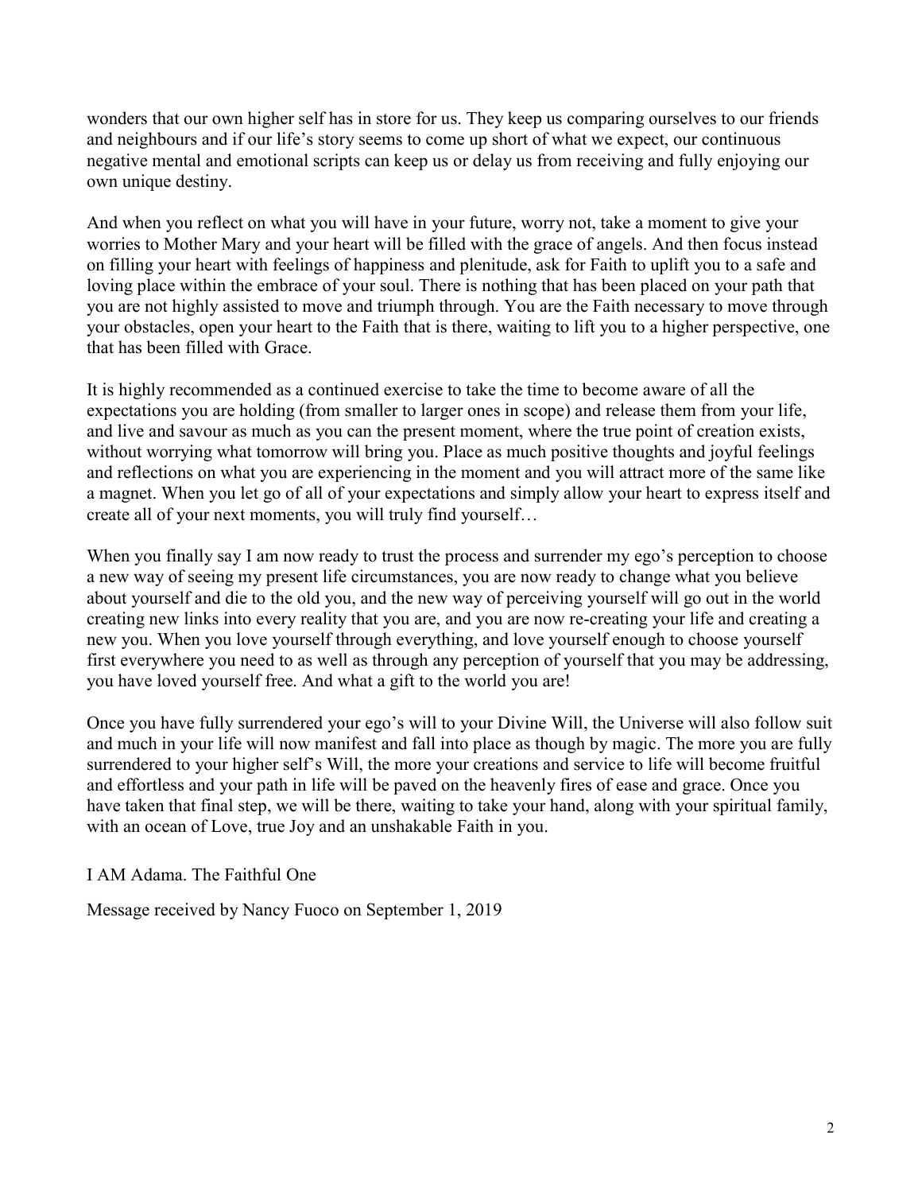wonders that our own higher self has in store for us. They keep us comparing ourselves to our friends and neighbours and if our life's story seems to come up short of what we expect, our continuous negative mental and emotional scripts can keep us or delay us from receiving and fully enjoying our own unique destiny.

And when you reflect on what you will have in your future, worry not, take a moment to give your worries to Mother Mary and your heart will be filled with the grace of angels. And then focus instead on filling your heart with feelings of happiness and plenitude, ask for Faith to uplift you to a safe and loving place within the embrace of your soul. There is nothing that has been placed on your path that you are not highly assisted to move and triumph through. You are the Faith necessary to move through your obstacles, open your heart to the Faith that is there, waiting to lift you to a higher perspective, one that has been filled with Grace.

It is highly recommended as a continued exercise to take the time to become aware of all the expectations you are holding (from smaller to larger ones in scope) and release them from your life, and live and savour as much as you can the present moment, where the true point of creation exists, without worrying what tomorrow will bring you. Place as much positive thoughts and joyful feelings and reflections on what you are experiencing in the moment and you will attract more of the same like a magnet. When you let go of all of your expectations and simply allow your heart to express itself and create all of your next moments, you will truly find yourself…

When you finally say I am now ready to trust the process and surrender my ego's perception to choose a new way of seeing my present life circumstances, you are now ready to change what you believe about yourself and die to the old you, and the new way of perceiving yourself will go out in the world creating new links into every reality that you are, and you are now re-creating your life and creating a new you. When you love yourself through everything, and love yourself enough to choose yourself first everywhere you need to as well as through any perception of yourself that you may be addressing, you have loved yourself free. And what a gift to the world you are!

Once you have fully surrendered your ego's will to your Divine Will, the Universe will also follow suit and much in your life will now manifest and fall into place as though by magic. The more you are fully surrendered to your higher self's Will, the more your creations and service to life will become fruitful and effortless and your path in life will be paved on the heavenly fires of ease and grace. Once you have taken that final step, we will be there, waiting to take your hand, along with your spiritual family, with an ocean of Love, true Joy and an unshakable Faith in you.

I AM Adama. The Faithful One

Message received by Nancy Fuoco on September 1, 2019